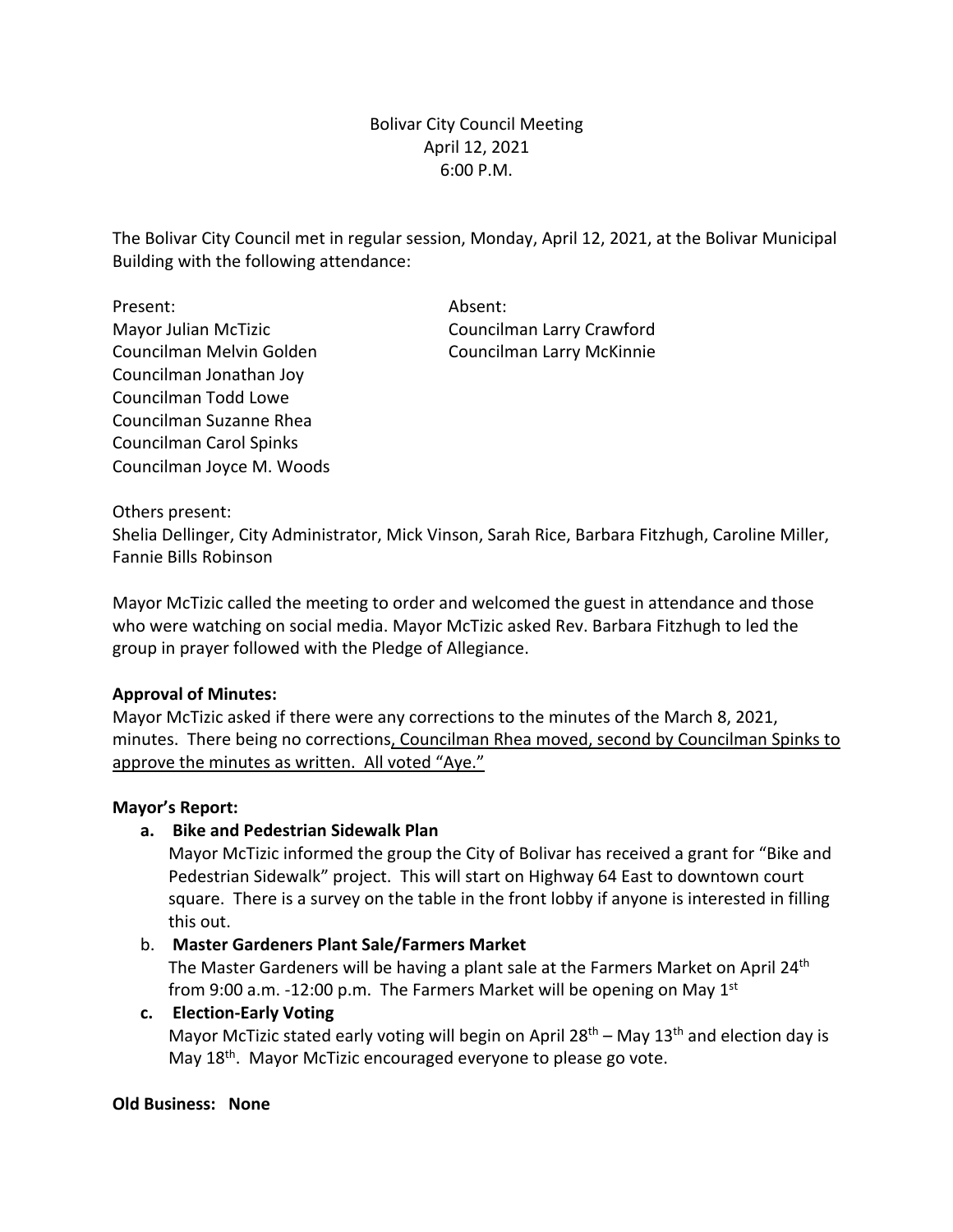Bolivar City Council Meeting
April 12, 2021
6:00 P.M.

The Bolivar City Council met in regular session, Monday, April 12, 2021, at the Bolivar Municipal Building with the following attendance:

| Present: | Absent: |
|---|---|
| Mayor Julian McTizic | Councilman Larry Crawford |
| Councilman Melvin Golden | Councilman Larry McKinnie |
| Councilman Jonathan Joy | |
| Councilman Todd Lowe | |
| Councilman Suzanne Rhea | |
| Councilman Carol Spinks | |
| Councilman Joyce M. Woods | |

Others present:
Shelia Dellinger, City Administrator, Mick Vinson, Sarah Rice, Barbara Fitzhugh, Caroline Miller, Fannie Bills Robinson

Mayor McTizic called the meeting to order and welcomed the guest in attendance and those who were watching on social media. Mayor McTizic asked Rev. Barbara Fitzhugh to led the group in prayer followed with the Pledge of Allegiance.

**Approval of Minutes:**
Mayor McTizic asked if there were any corrections to the minutes of the March 8, 2021, minutes. There being no corrections, Councilman Rhea moved, second by Councilman Spinks to approve the minutes as written. All voted "Aye."

**Mayor's Report:**

a. **Bike and Pedestrian Sidewalk Plan**
   Mayor McTizic informed the group the City of Bolivar has received a grant for "Bike and Pedestrian Sidewalk" project. This will start on Highway 64 East to downtown court square. There is a survey on the table in the front lobby if anyone is interested in filling this out.

b. **Master Gardeners Plant Sale/Farmers Market**
   The Master Gardeners will be having a plant sale at the Farmers Market on April 24th from 9:00 a.m. -12:00 p.m. The Farmers Market will be opening on May 1st

c. **Election-Early Voting**
   Mayor McTizic stated early voting will begin on April 28th – May 13th and election day is May 18th. Mayor McTizic encouraged everyone to please go vote.

**Old Business: None**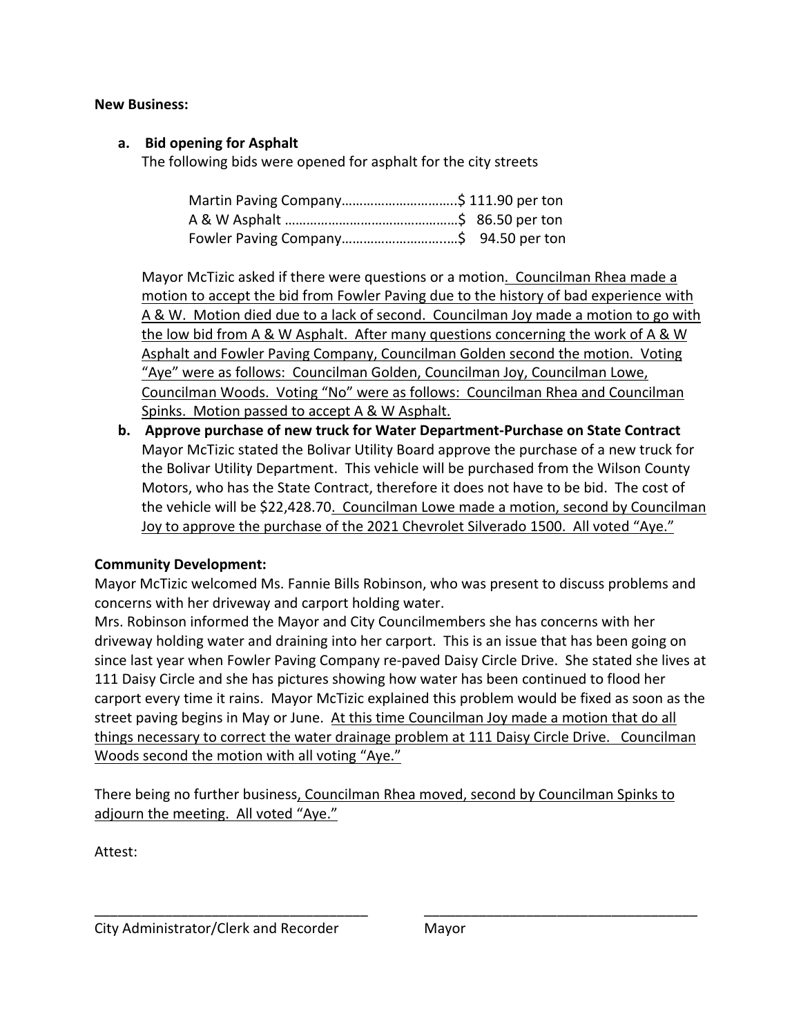**New Business:**

**a. Bid opening for Asphalt**

The following bids were opened for asphalt for the city streets

Martin Paving Company…………………………..$ 111.90 per ton
A & W Asphalt …………………………………………$ 86.50 per ton
Fowler Paving Company……………………..….$ 94.50 per ton

Mayor McTizic asked if there were questions or a motion. Councilman Rhea made a motion to accept the bid from Fowler Paving due to the history of bad experience with A & W. Motion died due to a lack of second. Councilman Joy made a motion to go with the low bid from A & W Asphalt. After many questions concerning the work of A & W Asphalt and Fowler Paving Company, Councilman Golden second the motion. Voting "Aye" were as follows: Councilman Golden, Councilman Joy, Councilman Lowe, Councilman Woods. Voting "No" were as follows: Councilman Rhea and Councilman Spinks. Motion passed to accept A & W Asphalt.

**b. Approve purchase of new truck for Water Department-Purchase on State Contract**

Mayor McTizic stated the Bolivar Utility Board approve the purchase of a new truck for the Bolivar Utility Department. This vehicle will be purchased from the Wilson County Motors, who has the State Contract, therefore it does not have to be bid. The cost of the vehicle will be $22,428.70. Councilman Lowe made a motion, second by Councilman Joy to approve the purchase of the 2021 Chevrolet Silverado 1500. All voted "Aye."

**Community Development:**

Mayor McTizic welcomed Ms. Fannie Bills Robinson, who was present to discuss problems and concerns with her driveway and carport holding water.

Mrs. Robinson informed the Mayor and City Councilmembers she has concerns with her driveway holding water and draining into her carport. This is an issue that has been going on since last year when Fowler Paving Company re-paved Daisy Circle Drive. She stated she lives at 111 Daisy Circle and she has pictures showing how water has been continued to flood her carport every time it rains. Mayor McTizic explained this problem would be fixed as soon as the street paving begins in May or June. At this time Councilman Joy made a motion that do all things necessary to correct the water drainage problem at 111 Daisy Circle Drive. Councilman Woods second the motion with all voting "Aye."

There being no further business, Councilman Rhea moved, second by Councilman Spinks to adjourn the meeting. All voted "Aye."

Attest:

\_\_\_\_\_\_\_\_\_\_\_\_\_\_\_\_\_\_\_\_\_\_\_\_\_\_\_\_\_\_\_\_\_\_\_\_
City Administrator/Clerk and Recorder

\_\_\_\_\_\_\_\_\_\_\_\_\_\_\_\_\_\_\_\_\_\_\_\_\_\_\_\_\_\_\_\_\_\_\_\_
Mayor